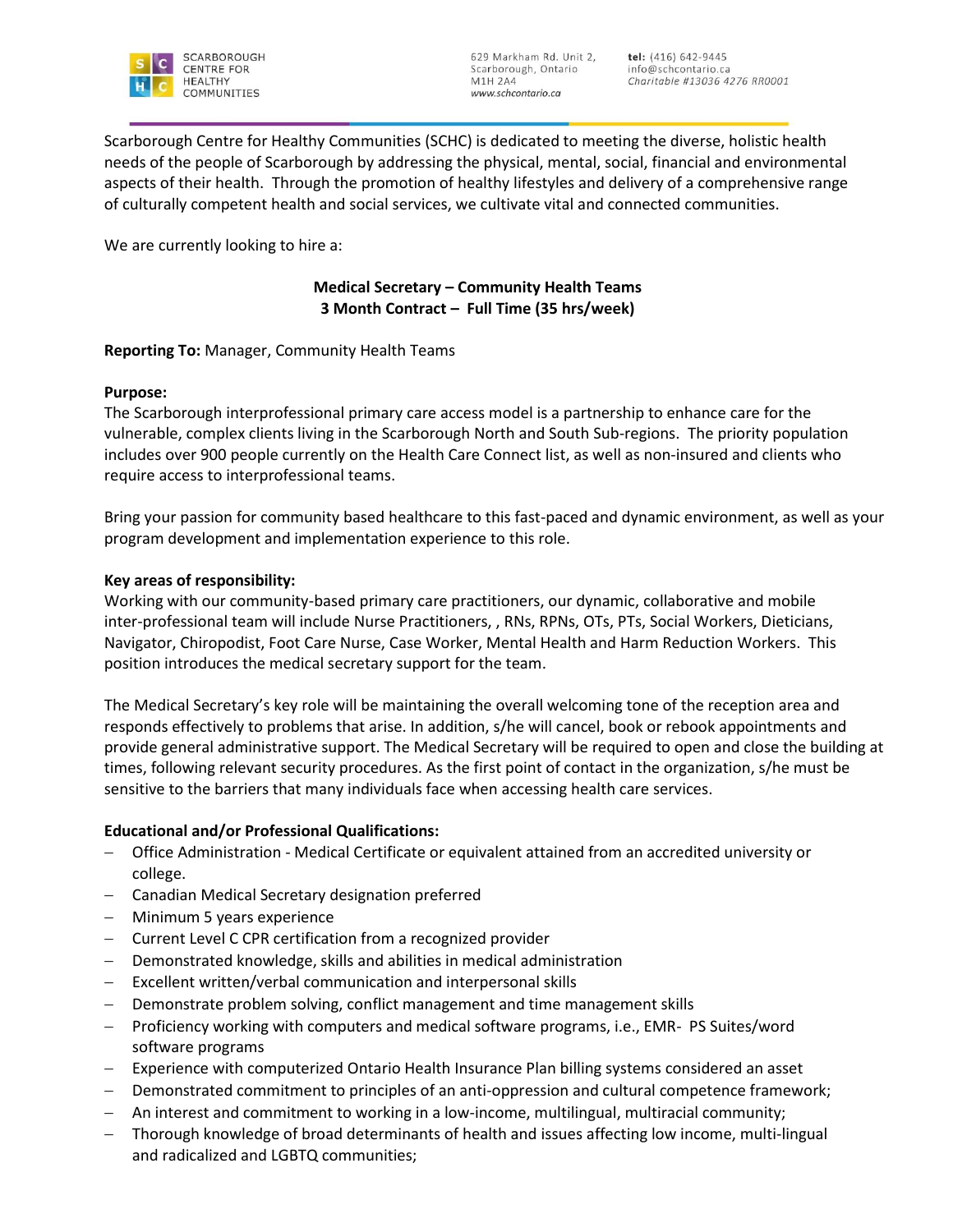SCARBOROUGH CENTRE FOR HEALTHY COMMUNITIES

629 Markham Rd. Unit 2,
Scarborough, Ontario
M1H 2A4
www.schcontario.ca

**tel:** (416) 642-9445
info@schcontario.ca
*Charitable #13036 4276 RR0001*

Scarborough Centre for Healthy Communities (SCHC) is dedicated to meeting the diverse, holistic health needs of the people of Scarborough by addressing the physical, mental, social, financial and environmental aspects of their health. Through the promotion of healthy lifestyles and delivery of a comprehensive range of culturally competent health and social services, we cultivate vital and connected communities.

We are currently looking to hire a:

**Medical Secretary – Community Health Teams**
**3 Month Contract – Full Time (35 hrs/week)**

**Reporting To:** Manager, Community Health Teams

**Purpose:**
The Scarborough interprofessional primary care access model is a partnership to enhance care for the vulnerable, complex clients living in the Scarborough North and South Sub-regions. The priority population includes over 900 people currently on the Health Care Connect list, as well as non-insured and clients who require access to interprofessional teams.

Bring your passion for community based healthcare to this fast-paced and dynamic environment, as well as your program development and implementation experience to this role.

**Key areas of responsibility:**
Working with our community-based primary care practitioners, our dynamic, collaborative and mobile inter-professional team will include Nurse Practitioners, , RNs, RPNs, OTs, PTs, Social Workers, Dieticians, Navigator, Chiropodist, Foot Care Nurse, Case Worker, Mental Health and Harm Reduction Workers. This position introduces the medical secretary support for the team.

The Medical Secretary's key role will be maintaining the overall welcoming tone of the reception area and responds effectively to problems that arise. In addition, s/he will cancel, book or rebook appointments and provide general administrative support. The Medical Secretary will be required to open and close the building at times, following relevant security procedures. As the first point of contact in the organization, s/he must be sensitive to the barriers that many individuals face when accessing health care services.

**Educational and/or Professional Qualifications:**

- Office Administration - Medical Certificate or equivalent attained from an accredited university or college.
- Canadian Medical Secretary designation preferred
- Minimum 5 years experience
- Current Level C CPR certification from a recognized provider
- Demonstrated knowledge, skills and abilities in medical administration
- Excellent written/verbal communication and interpersonal skills
- Demonstrate problem solving, conflict management and time management skills
- Proficiency working with computers and medical software programs, i.e., EMR- PS Suites/word software programs
- Experience with computerized Ontario Health Insurance Plan billing systems considered an asset
- Demonstrated commitment to principles of an anti-oppression and cultural competence framework;
- An interest and commitment to working in a low-income, multilingual, multiracial community;
- Thorough knowledge of broad determinants of health and issues affecting low income, multi-lingual and radicalized and LGBTQ communities;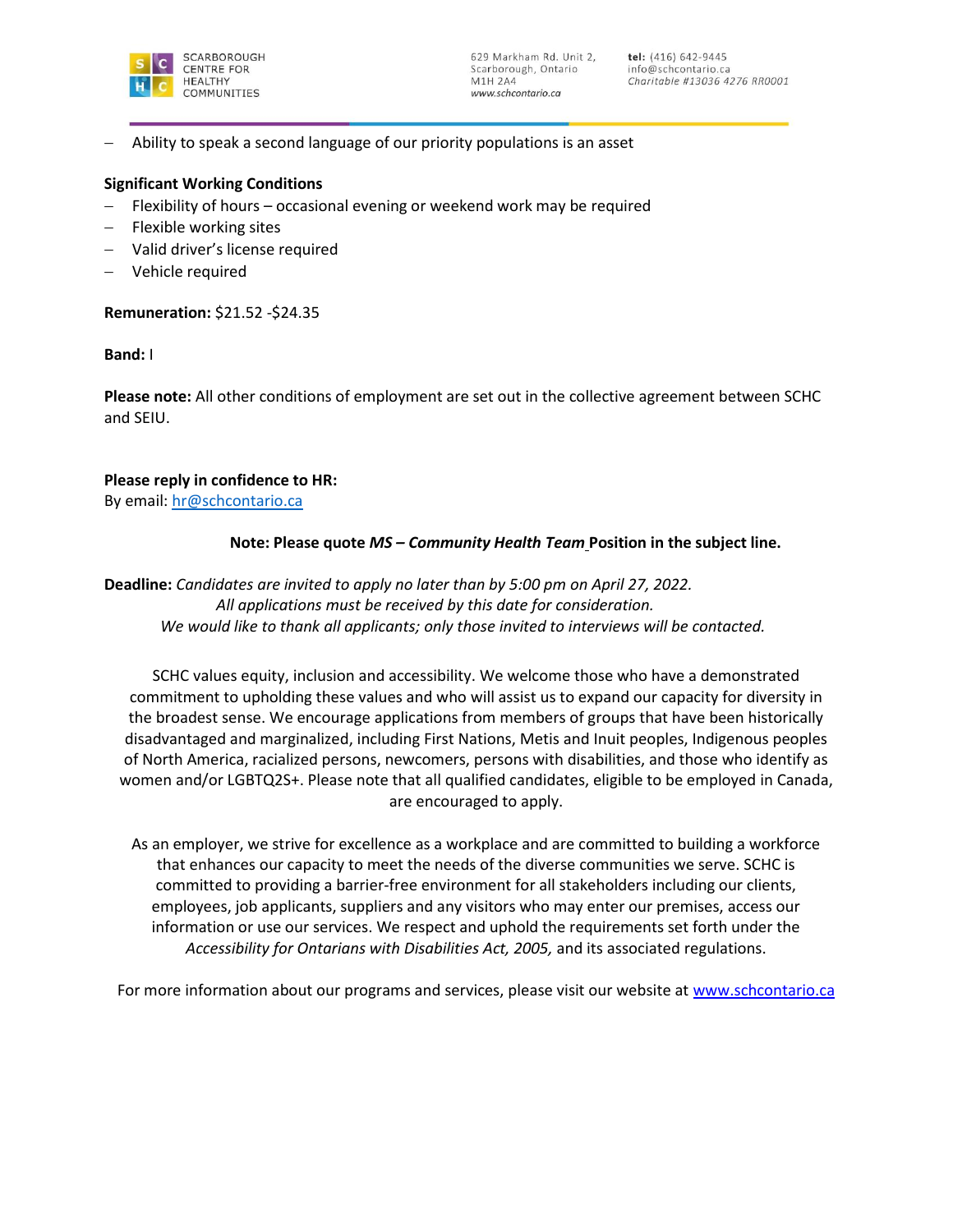- Ability to speak a second language of our priority populations is an asset

**Significant Working Conditions**

- Flexibility of hours – occasional evening or weekend work may be required
- Flexible working sites
- Valid driver's license required
- Vehicle required

**Remuneration:** $21.52 -$24.35

**Band:** I

**Please note:** All other conditions of employment are set out in the collective agreement between SCHC and SEIU.

**Please reply in confidence to HR:**
By email: hr@schcontario.ca

**Note: Please quote *MS – Community Health Team* Position in the subject line.**

**Deadline:** *Candidates are invited to apply no later than by 5:00 pm on April 27, 2022. All applications must be received by this date for consideration. We would like to thank all applicants; only those invited to interviews will be contacted.*

SCHC values equity, inclusion and accessibility. We welcome those who have a demonstrated commitment to upholding these values and who will assist us to expand our capacity for diversity in the broadest sense. We encourage applications from members of groups that have been historically disadvantaged and marginalized, including First Nations, Metis and Inuit peoples, Indigenous peoples of North America, racialized persons, newcomers, persons with disabilities, and those who identify as women and/or LGBTQ2S+. Please note that all qualified candidates, eligible to be employed in Canada, are encouraged to apply.

As an employer, we strive for excellence as a workplace and are committed to building a workforce that enhances our capacity to meet the needs of the diverse communities we serve. SCHC is committed to providing a barrier-free environment for all stakeholders including our clients, employees, job applicants, suppliers and any visitors who may enter our premises, access our information or use our services. We respect and uphold the requirements set forth under the *Accessibility for Ontarians with Disabilities Act, 2005,* and its associated regulations.

For more information about our programs and services, please visit our website at www.schcontario.ca